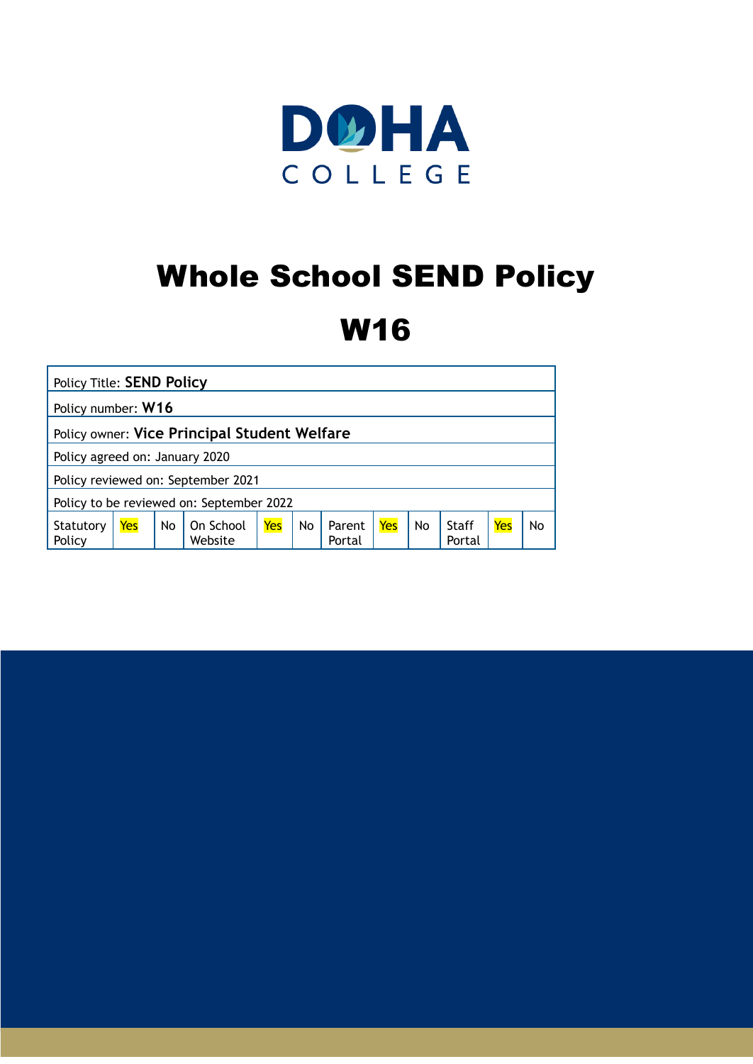DOHA COLLEGE

# Whole School SEND Policy

# W16

| Policy Title: **SEND Policy** | | | | | | | | | | | |
|---|---|---|---|---|---|---|---|---|---|---|---|
| Policy number: **W16** | | | | | | | | | | | |
| Policy owner: **Vice Principal Student Welfare** | | | | | | | | | | | |
| Policy agreed on: January 2020 | | | | | | | | | | | |
| Policy reviewed on: September 2021 | | | | | | | | | | | |
| Policy to be reviewed on: September 2022 | | | | | | | | | | | |
| Statutory Policy | Yes | No | On School Website | Yes | No | Parent Portal | Yes | No | Staff Portal | Yes | No |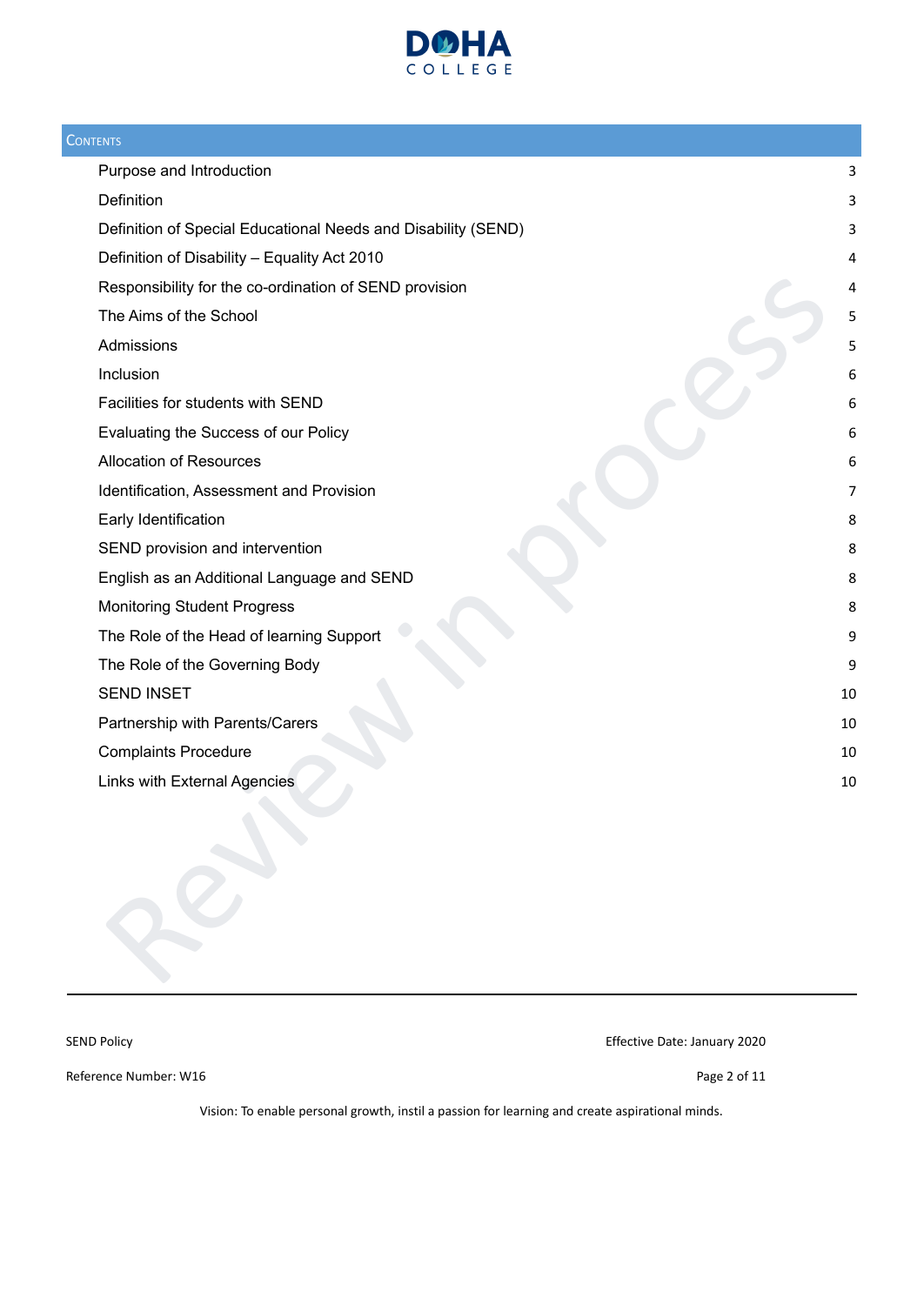## Contents

| | |
|---|---|
| Purpose and Introduction | 3 |
| Definition | 3 |
| Definition of Special Educational Needs and Disability (SEND) | 3 |
| Definition of Disability – Equality Act 2010 | 4 |
| Responsibility for the co-ordination of SEND provision | 4 |
| The Aims of the School | 5 |
| Admissions | 5 |
| Inclusion | 6 |
| Facilities for students with SEND | 6 |
| Evaluating the Success of our Policy | 6 |
| Allocation of Resources | 6 |
| Identification, Assessment and Provision | 7 |
| Early Identification | 8 |
| SEND provision and intervention | 8 |
| English as an Additional Language and SEND | 8 |
| Monitoring Student Progress | 8 |
| The Role of the Head of learning Support | 9 |
| The Role of the Governing Body | 9 |
| SEND INSET | 10 |
| Partnership with Parents/Carers | 10 |
| Complaints Procedure | 10 |
| Links with External Agencies | 10 |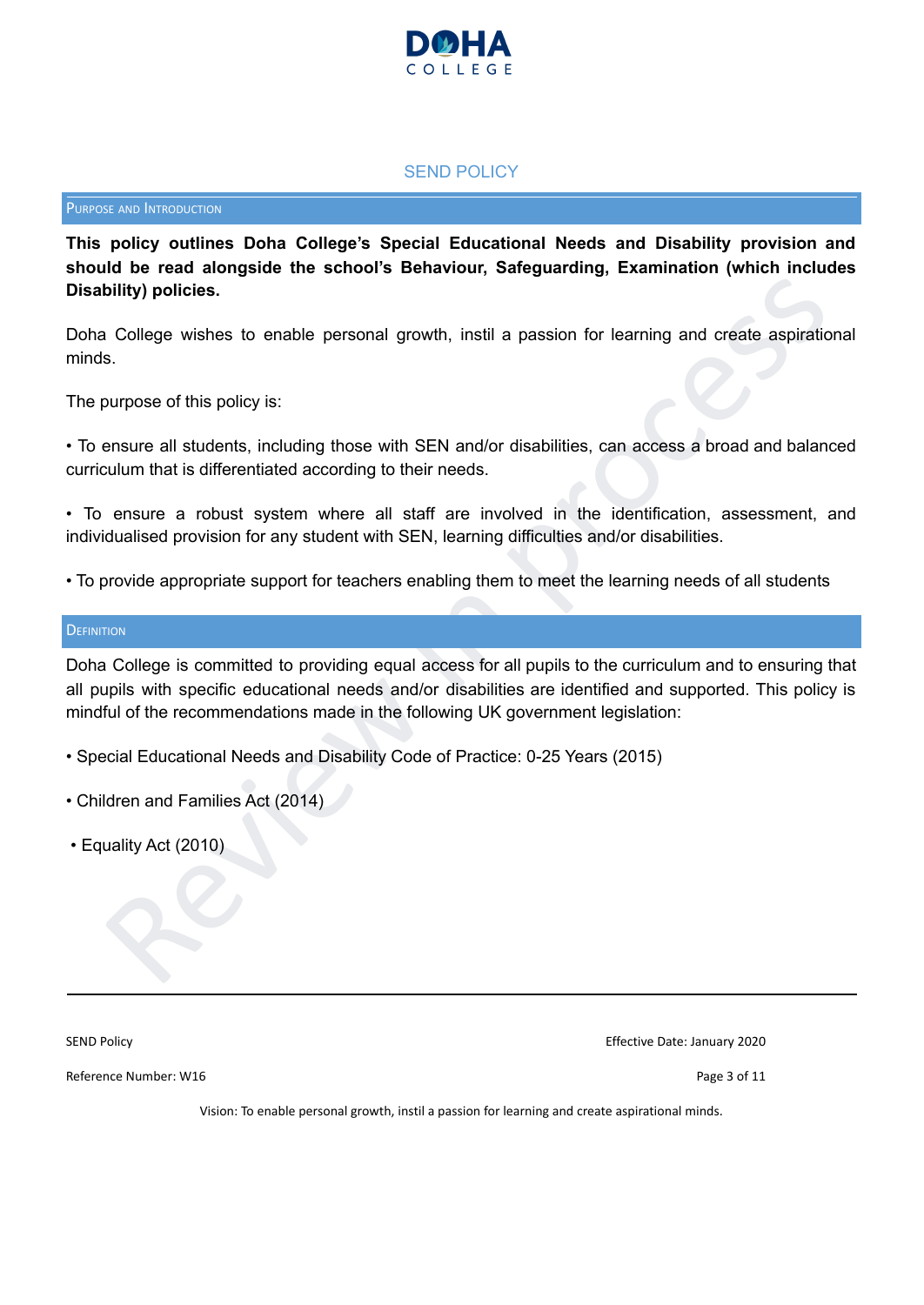## SEND POLICY

### Purpose and Introduction

**This policy outlines Doha College's Special Educational Needs and Disability provision and should be read alongside the school's Behaviour, Safeguarding, Examination (which includes Disability) policies.**

Doha College wishes to enable personal growth, instil a passion for learning and create aspirational minds.

The purpose of this policy is:

- To ensure all students, including those with SEN and/or disabilities, can access a broad and balanced curriculum that is differentiated according to their needs.
- To ensure a robust system where all staff are involved in the identification, assessment, and individualised provision for any student with SEN, learning difficulties and/or disabilities.
- To provide appropriate support for teachers enabling them to meet the learning needs of all students

### Definition

Doha College is committed to providing equal access for all pupils to the curriculum and to ensuring that all pupils with specific educational needs and/or disabilities are identified and supported. This policy is mindful of the recommendations made in the following UK government legislation:

- Special Educational Needs and Disability Code of Practice: 0-25 Years (2015)
- Children and Families Act (2014)
- Equality Act (2010)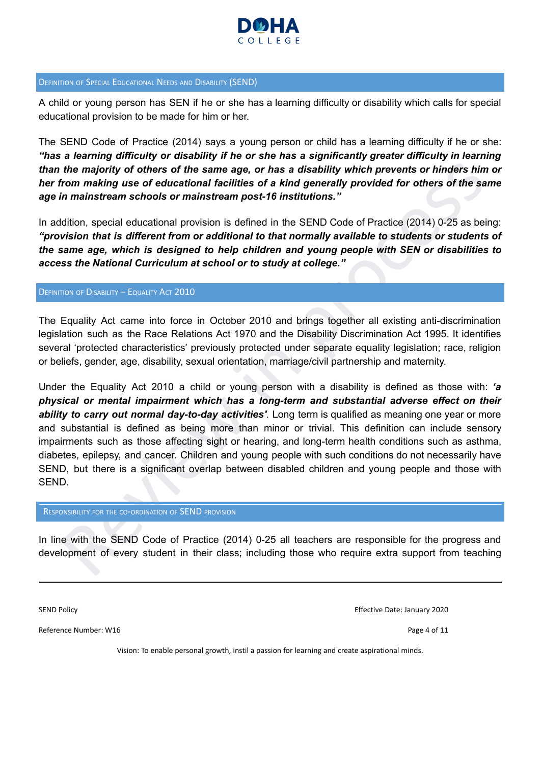## Definition of Special Educational Needs and Disability (SEND)

A child or young person has SEN if he or she has a learning difficulty or disability which calls for special educational provision to be made for him or her.

The SEND Code of Practice (2014) says a young person or child has a learning difficulty if he or she: ***"has a learning difficulty or disability if he or she has a significantly greater difficulty in learning than the majority of others of the same age, or has a disability which prevents or hinders him or her from making use of educational facilities of a kind generally provided for others of the same age in mainstream schools or mainstream post-16 institutions."***

In addition, special educational provision is defined in the SEND Code of Practice (2014) 0-25 as being: ***"provision that is different from or additional to that normally available to students or students of the same age, which is designed to help children and young people with SEN or disabilities to access the National Curriculum at school or to study at college."***

## Definition of Disability – Equality Act 2010

The Equality Act came into force in October 2010 and brings together all existing anti-discrimination legislation such as the Race Relations Act 1970 and the Disability Discrimination Act 1995. It identifies several 'protected characteristics' previously protected under separate equality legislation; race, religion or beliefs, gender, age, disability, sexual orientation, marriage/civil partnership and maternity.

Under the Equality Act 2010 a child or young person with a disability is defined as those with: ***'a physical or mental impairment which has a long-term and substantial adverse effect on their ability to carry out normal day-to-day activities'***. Long term is qualified as meaning one year or more and substantial is defined as being more than minor or trivial. This definition can include sensory impairments such as those affecting sight or hearing, and long-term health conditions such as asthma, diabetes, epilepsy, and cancer. Children and young people with such conditions do not necessarily have SEND, but there is a significant overlap between disabled children and young people and those with SEND.

## Responsibility for the co-ordination of SEND provision

In line with the SEND Code of Practice (2014) 0-25 all teachers are responsible for the progress and development of every student in their class; including those who require extra support from teaching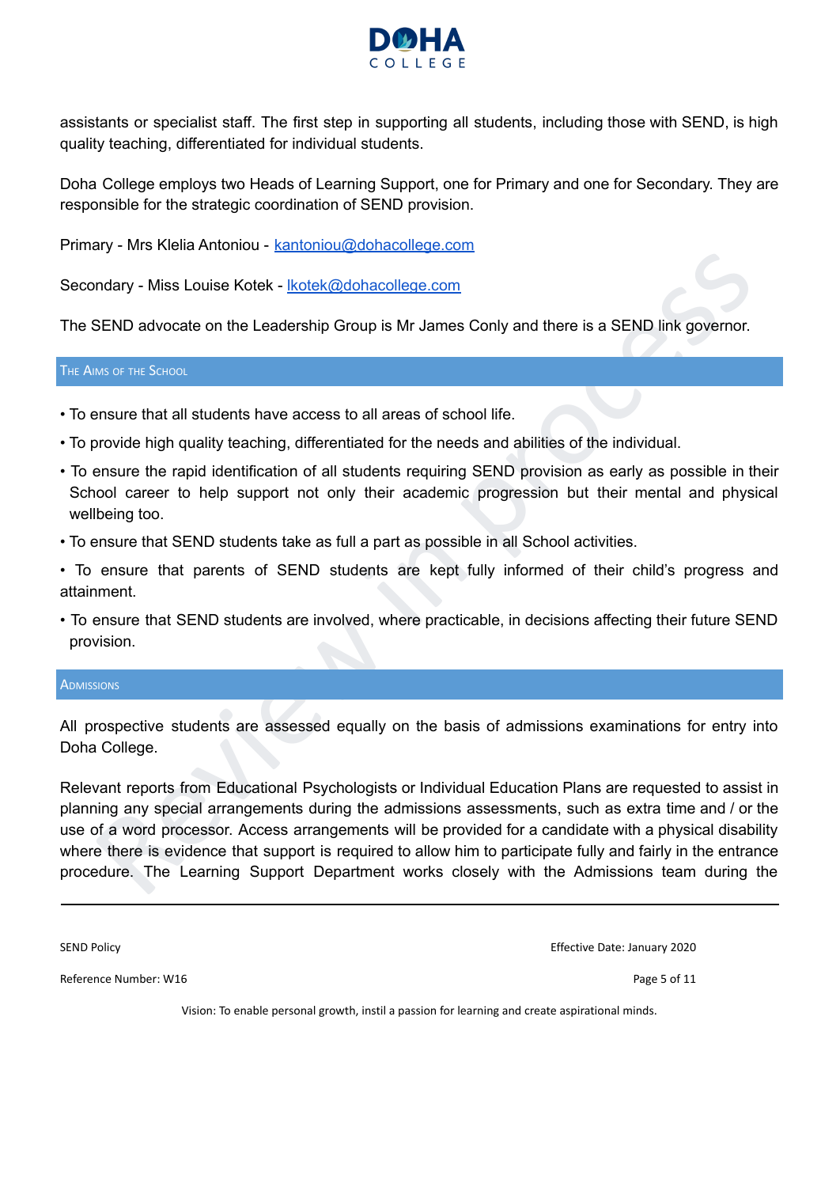assistants or specialist staff. The first step in supporting all students, including those with SEND, is high quality teaching, differentiated for individual students.

Doha College employs two Heads of Learning Support, one for Primary and one for Secondary. They are responsible for the strategic coordination of SEND provision.

Primary - Mrs Klelia Antoniou - kantoniou@dohacollege.com

Secondary - Miss Louise Kotek - lkotek@dohacollege.com

The SEND advocate on the Leadership Group is Mr James Conly and there is a SEND link governor.

## The Aims of the School

- To ensure that all students have access to all areas of school life.
- To provide high quality teaching, differentiated for the needs and abilities of the individual.
- To ensure the rapid identification of all students requiring SEND provision as early as possible in their School career to help support not only their academic progression but their mental and physical wellbeing too.
- To ensure that SEND students take as full a part as possible in all School activities.
- To ensure that parents of SEND students are kept fully informed of their child's progress and attainment.
- To ensure that SEND students are involved, where practicable, in decisions affecting their future SEND provision.

## Admissions

All prospective students are assessed equally on the basis of admissions examinations for entry into Doha College.

Relevant reports from Educational Psychologists or Individual Education Plans are requested to assist in planning any special arrangements during the admissions assessments, such as extra time and / or the use of a word processor. Access arrangements will be provided for a candidate with a physical disability where there is evidence that support is required to allow him to participate fully and fairly in the entrance procedure. The Learning Support Department works closely with the Admissions team during the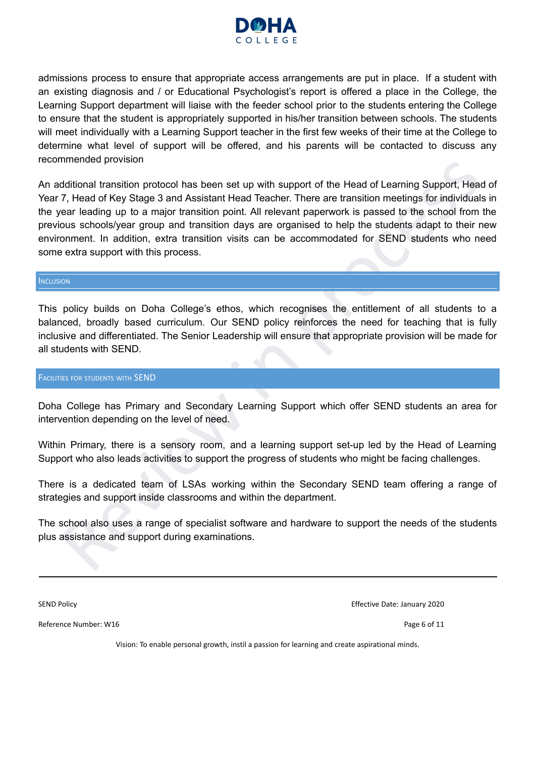admissions process to ensure that appropriate access arrangements are put in place. If a student with an existing diagnosis and / or Educational Psychologist's report is offered a place in the College, the Learning Support department will liaise with the feeder school prior to the students entering the College to ensure that the student is appropriately supported in his/her transition between schools. The students will meet individually with a Learning Support teacher in the first few weeks of their time at the College to determine what level of support will be offered, and his parents will be contacted to discuss any recommended provision

An additional transition protocol has been set up with support of the Head of Learning Support, Head of Year 7, Head of Key Stage 3 and Assistant Head Teacher. There are transition meetings for individuals in the year leading up to a major transition point. All relevant paperwork is passed to the school from the previous schools/year group and transition days are organised to help the students adapt to their new environment. In addition, extra transition visits can be accommodated for SEND students who need some extra support with this process.

## Inclusion

This policy builds on Doha College's ethos, which recognises the entitlement of all students to a balanced, broadly based curriculum. Our SEND policy reinforces the need for teaching that is fully inclusive and differentiated. The Senior Leadership will ensure that appropriate provision will be made for all students with SEND.

## Facilities for students with SEND

Doha College has Primary and Secondary Learning Support which offer SEND students an area for intervention depending on the level of need.

Within Primary, there is a sensory room, and a learning support set-up led by the Head of Learning Support who also leads activities to support the progress of students who might be facing challenges.

There is a dedicated team of LSAs working within the Secondary SEND team offering a range of strategies and support inside classrooms and within the department.

The school also uses a range of specialist software and hardware to support the needs of the students plus assistance and support during examinations.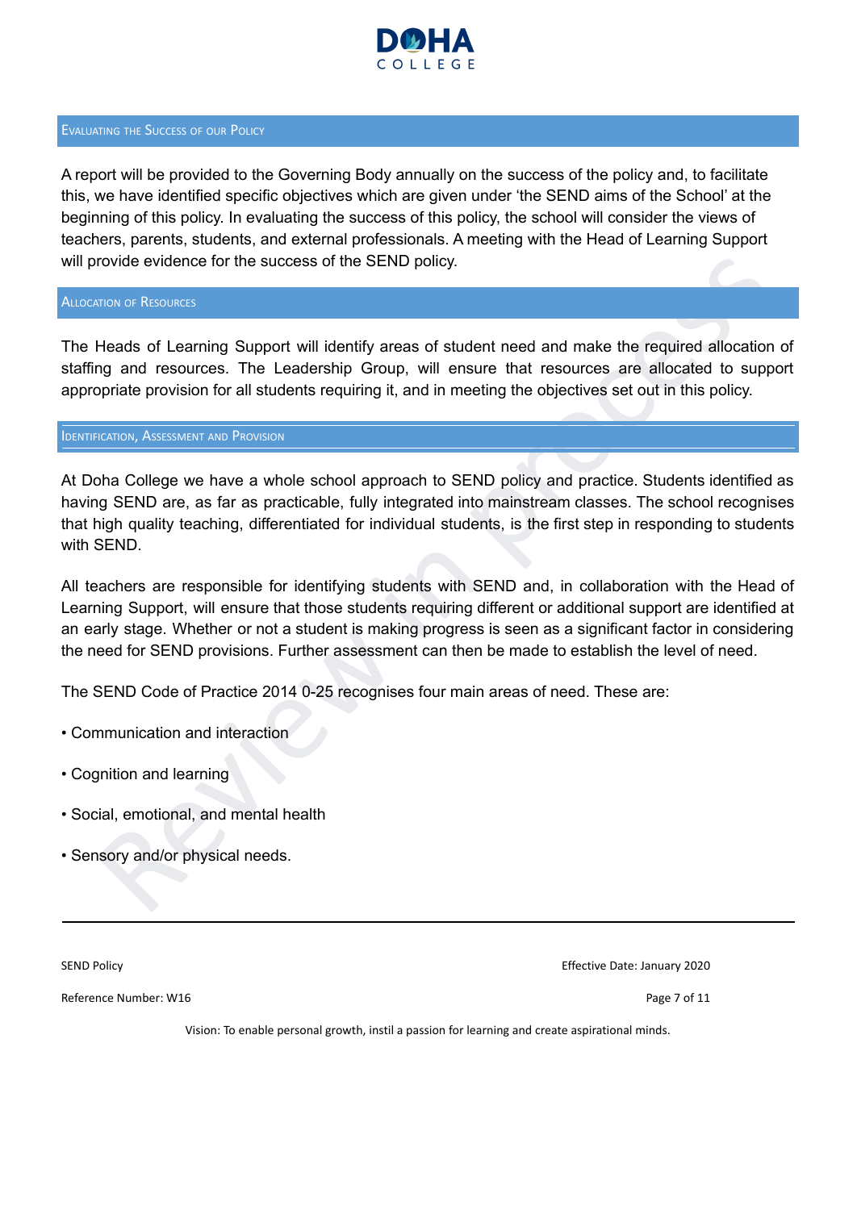## Evaluating the Success of our Policy

A report will be provided to the Governing Body annually on the success of the policy and, to facilitate this, we have identified specific objectives which are given under 'the SEND aims of the School' at the beginning of this policy. In evaluating the success of this policy, the school will consider the views of teachers, parents, students, and external professionals. A meeting with the Head of Learning Support will provide evidence for the success of the SEND policy.

## Allocation of Resources

The Heads of Learning Support will identify areas of student need and make the required allocation of staffing and resources. The Leadership Group, will ensure that resources are allocated to support appropriate provision for all students requiring it, and in meeting the objectives set out in this policy.

## Identification, Assessment and Provision

At Doha College we have a whole school approach to SEND policy and practice. Students identified as having SEND are, as far as practicable, fully integrated into mainstream classes. The school recognises that high quality teaching, differentiated for individual students, is the first step in responding to students with SEND.

All teachers are responsible for identifying students with SEND and, in collaboration with the Head of Learning Support, will ensure that those students requiring different or additional support are identified at an early stage. Whether or not a student is making progress is seen as a significant factor in considering the need for SEND provisions. Further assessment can then be made to establish the level of need.

The SEND Code of Practice 2014 0-25 recognises four main areas of need. These are:

- Communication and interaction
- Cognition and learning
- Social, emotional, and mental health
- Sensory and/or physical needs.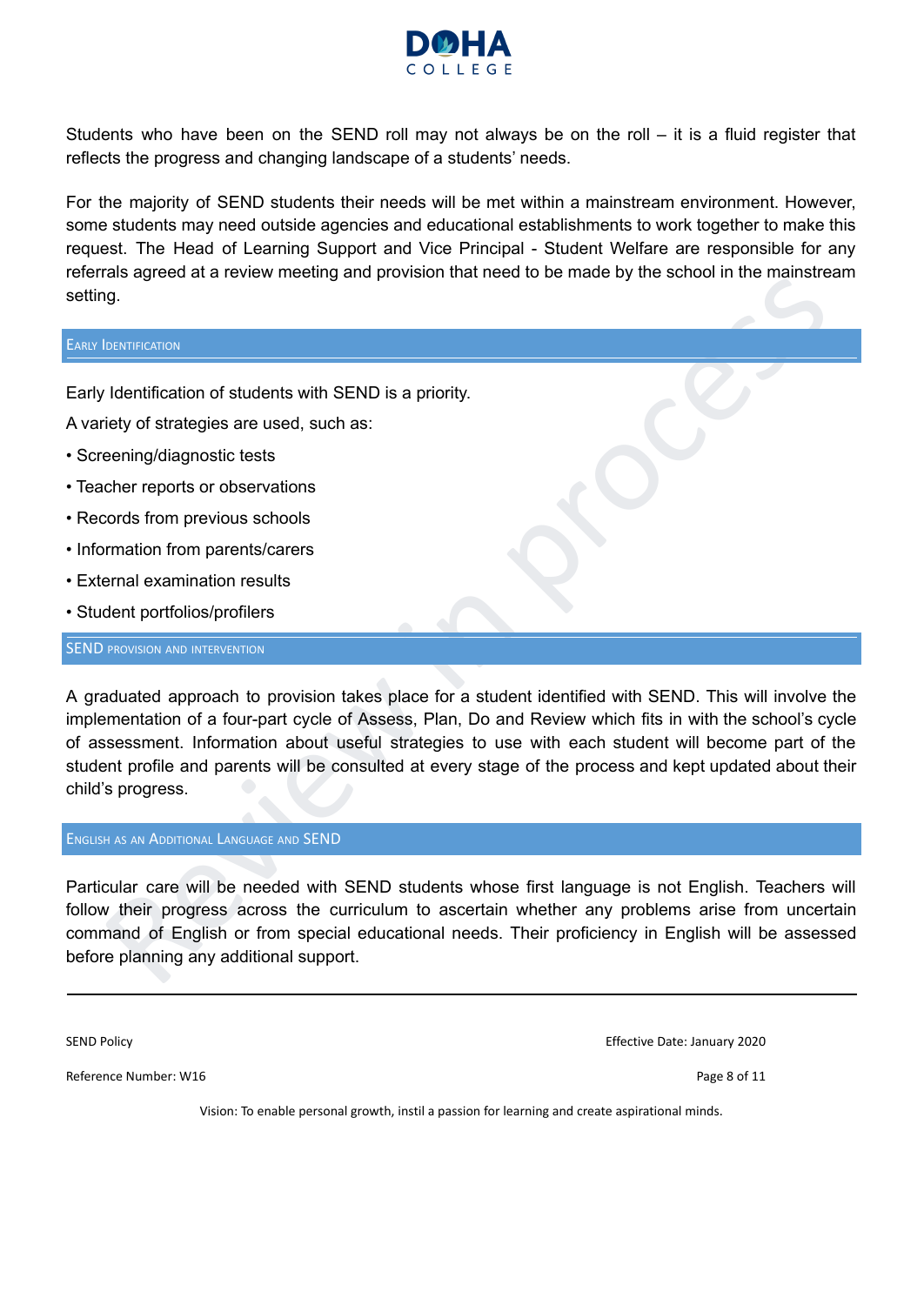Students who have been on the SEND roll may not always be on the roll – it is a fluid register that reflects the progress and changing landscape of a students' needs.

For the majority of SEND students their needs will be met within a mainstream environment. However, some students may need outside agencies and educational establishments to work together to make this request. The Head of Learning Support and Vice Principal - Student Welfare are responsible for any referrals agreed at a review meeting and provision that need to be made by the school in the mainstream setting.

## Early Identification

Early Identification of students with SEND is a priority.

A variety of strategies are used, such as:

- Screening/diagnostic tests
- Teacher reports or observations
- Records from previous schools
- Information from parents/carers
- External examination results
- Student portfolios/profilers

## SEND Provision and Intervention

A graduated approach to provision takes place for a student identified with SEND. This will involve the implementation of a four-part cycle of Assess, Plan, Do and Review which fits in with the school's cycle of assessment. Information about useful strategies to use with each student will become part of the student profile and parents will be consulted at every stage of the process and kept updated about their child's progress.

## English as an Additional Language and SEND

Particular care will be needed with SEND students whose first language is not English. Teachers will follow their progress across the curriculum to ascertain whether any problems arise from uncertain command of English or from special educational needs. Their proficiency in English will be assessed before planning any additional support.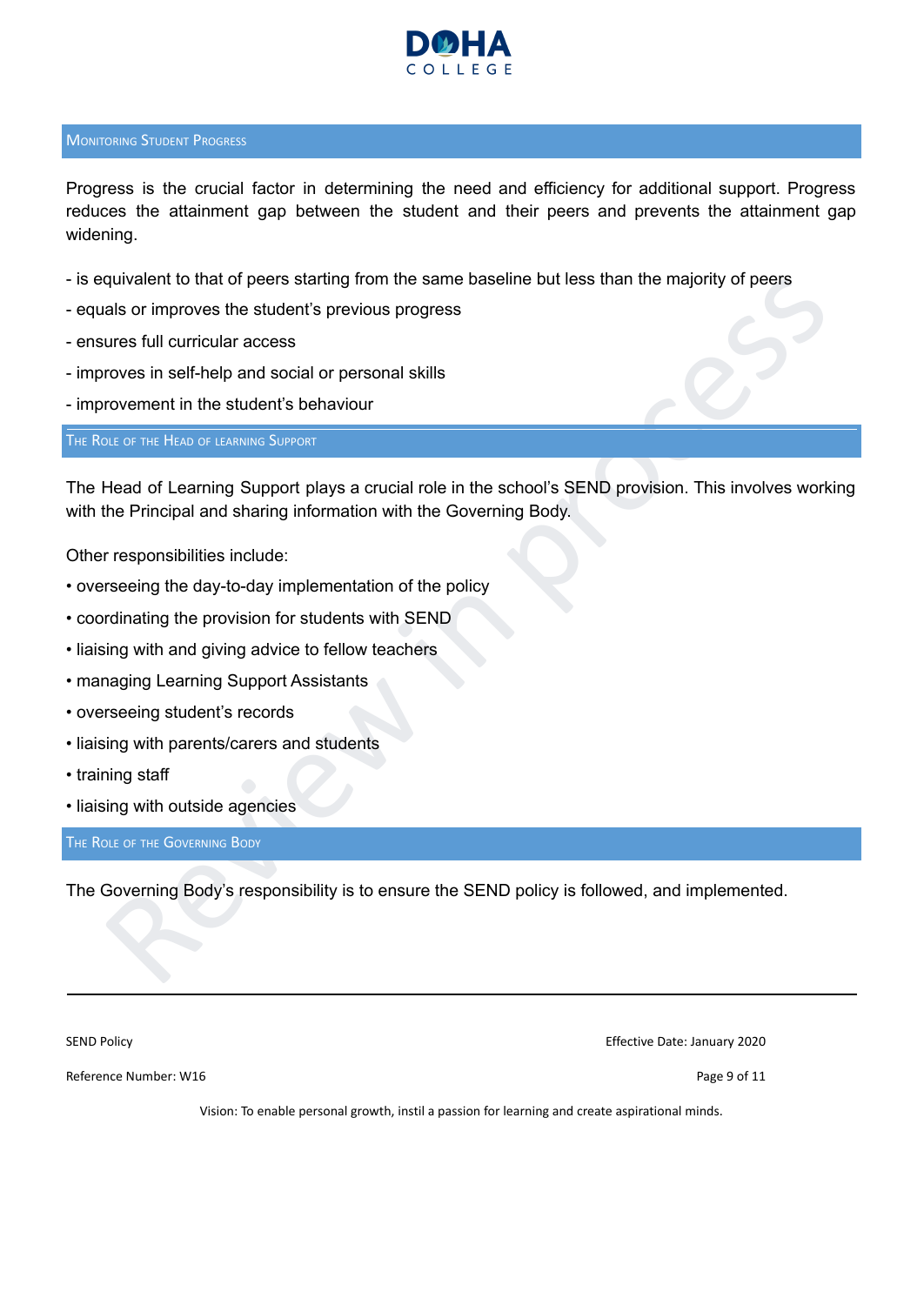## Monitoring Student Progress

Progress is the crucial factor in determining the need and efficiency for additional support. Progress reduces the attainment gap between the student and their peers and prevents the attainment gap widening.

- is equivalent to that of peers starting from the same baseline but less than the majority of peers
- equals or improves the student's previous progress
- ensures full curricular access
- improves in self-help and social or personal skills
- improvement in the student's behaviour

## The Role of the Head of learning Support

The Head of Learning Support plays a crucial role in the school's SEND provision. This involves working with the Principal and sharing information with the Governing Body.

Other responsibilities include:

- overseeing the day-to-day implementation of the policy
- coordinating the provision for students with SEND
- liaising with and giving advice to fellow teachers
- managing Learning Support Assistants
- overseeing student's records
- liaising with parents/carers and students
- training staff
- liaising with outside agencies

## The Role of the Governing Body

The Governing Body's responsibility is to ensure the SEND policy is followed, and implemented.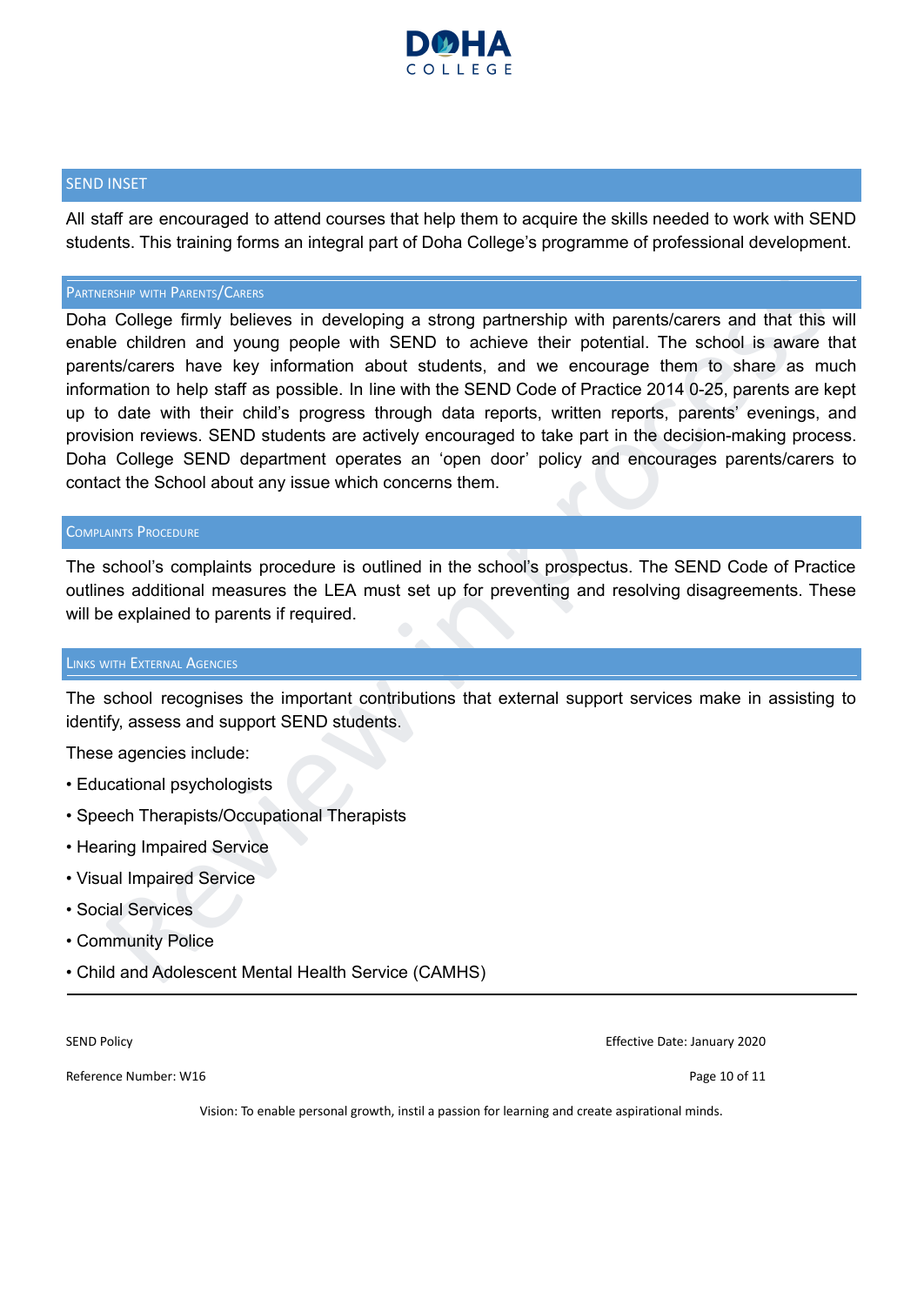## SEND INSET

All staff are encouraged to attend courses that help them to acquire the skills needed to work with SEND students. This training forms an integral part of Doha College's programme of professional development.

## Partnership with Parents/Carers

Doha College firmly believes in developing a strong partnership with parents/carers and that this will enable children and young people with SEND to achieve their potential. The school is aware that parents/carers have key information about students, and we encourage them to share as much information to help staff as possible. In line with the SEND Code of Practice 2014 0-25, parents are kept up to date with their child's progress through data reports, written reports, parents' evenings, and provision reviews. SEND students are actively encouraged to take part in the decision-making process. Doha College SEND department operates an 'open door' policy and encourages parents/carers to contact the School about any issue which concerns them.

## Complaints Procedure

The school's complaints procedure is outlined in the school's prospectus. The SEND Code of Practice outlines additional measures the LEA must set up for preventing and resolving disagreements. These will be explained to parents if required.

## Links with External Agencies

The school recognises the important contributions that external support services make in assisting to identify, assess and support SEND students.

These agencies include:

- Educational psychologists
- Speech Therapists/Occupational Therapists
- Hearing Impaired Service
- Visual Impaired Service
- Social Services
- Community Police
- Child and Adolescent Mental Health Service (CAMHS)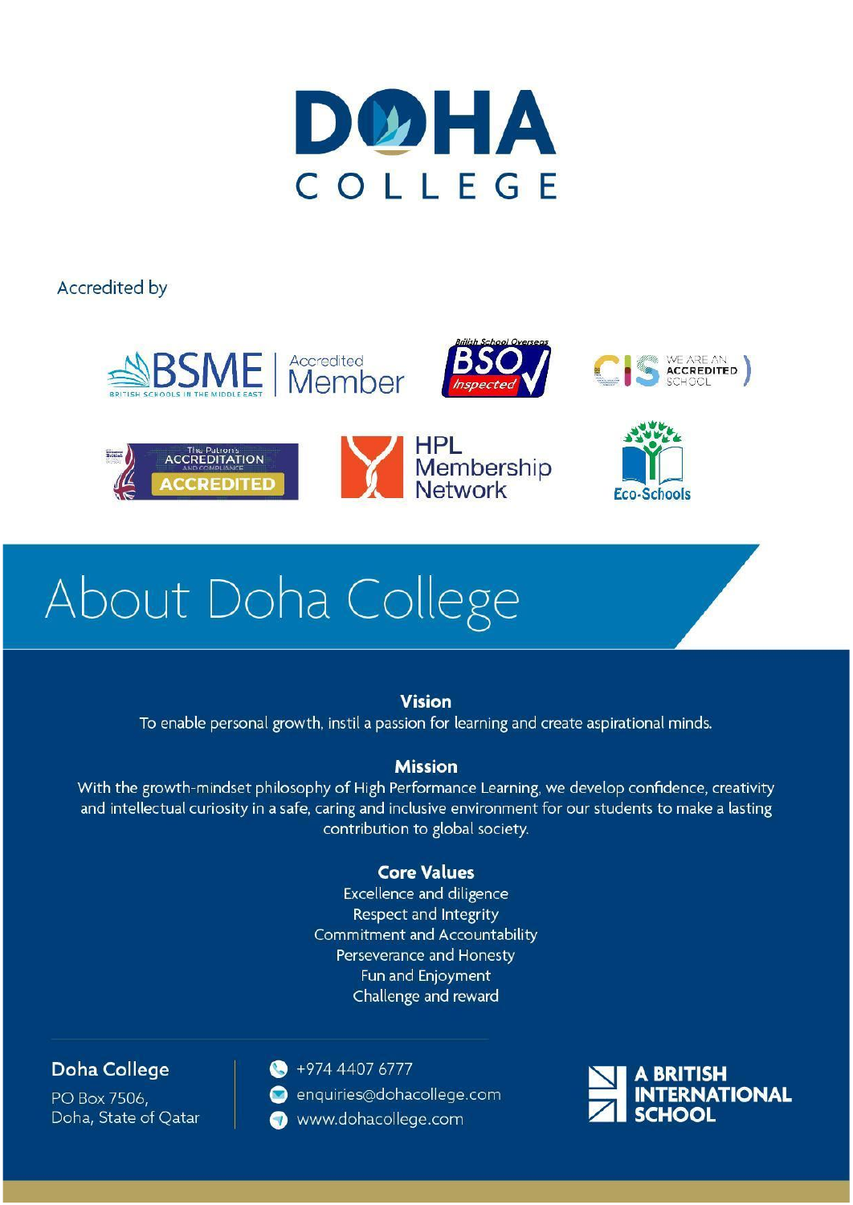# DOHA COLLEGE

Accredited by

BSME Accredited Member

BSO Inspected

CIS We are an accredited school

The Patrons Accreditation and Compliance ACCREDITED

HPL Membership Network

Eco-Schools

## About Doha College

### Vision

To enable personal growth, instil a passion for learning and create aspirational minds.

### Mission

With the growth-mindset philosophy of High Performance Learning, we develop confidence, creativity and intellectual curiosity in a safe, caring and inclusive environment for our students to make a lasting contribution to global society.

### Core Values

Excellence and diligence
Respect and Integrity
Commitment and Accountability
Perseverance and Honesty
Fun and Enjoyment
Challenge and reward

**Doha College**

PO Box 7506,
Doha, State of Qatar

+974 4407 6777
enquiries@dohacollege.com
www.dohacollege.com

A BRITISH INTERNATIONAL SCHOOL